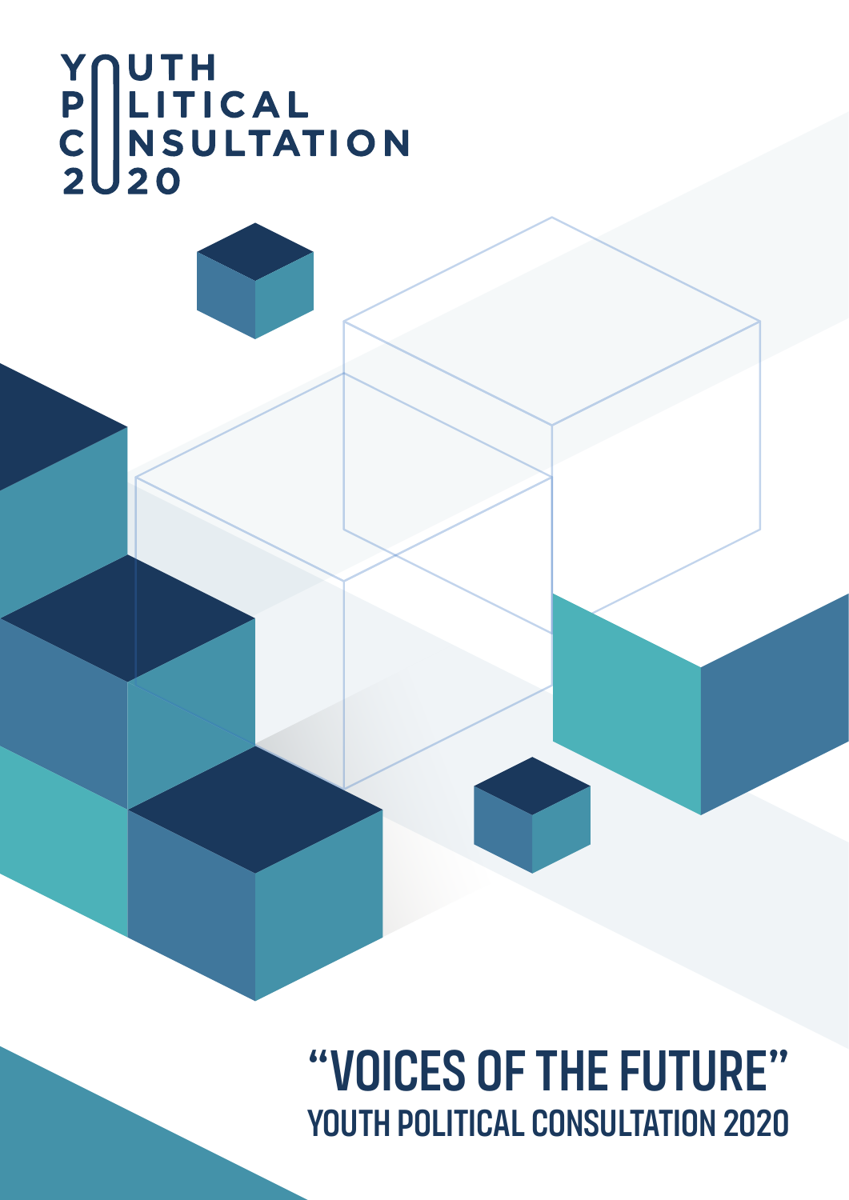YOUTH POLITICAL CONSULTATION 2020

# "VOICES OF THE FUTURE"

## YOUTH POLITICAL CONSULTATION 2020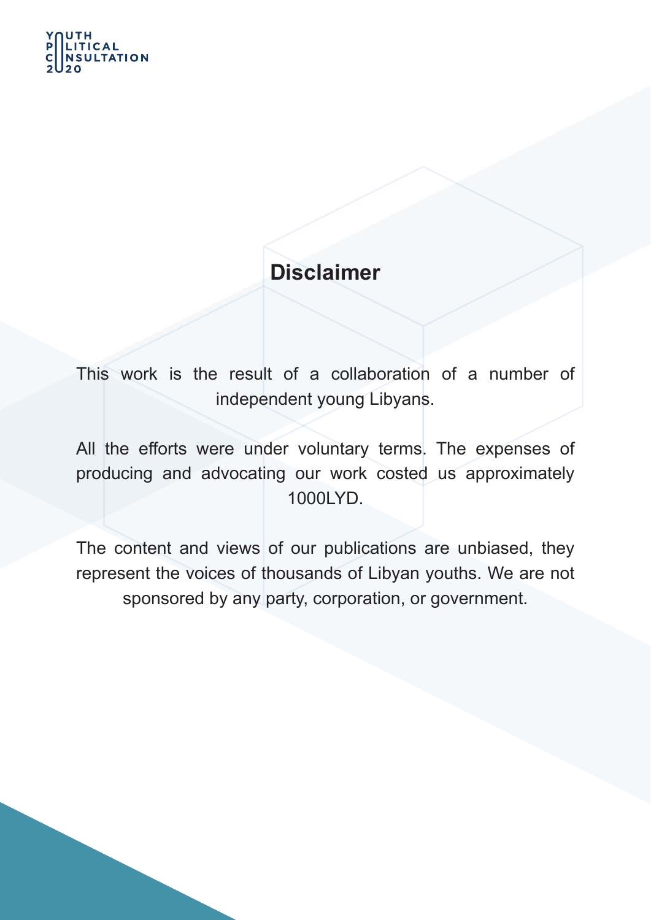## Disclaimer

This work is the result of a collaboration of a number of independent young Libyans.

All the efforts were under voluntary terms. The expenses of producing and advocating our work costed us approximately 1000LYD.

The content and views of our publications are unbiased, they represent the voices of thousands of Libyan youths. We are not sponsored by any party, corporation, or government.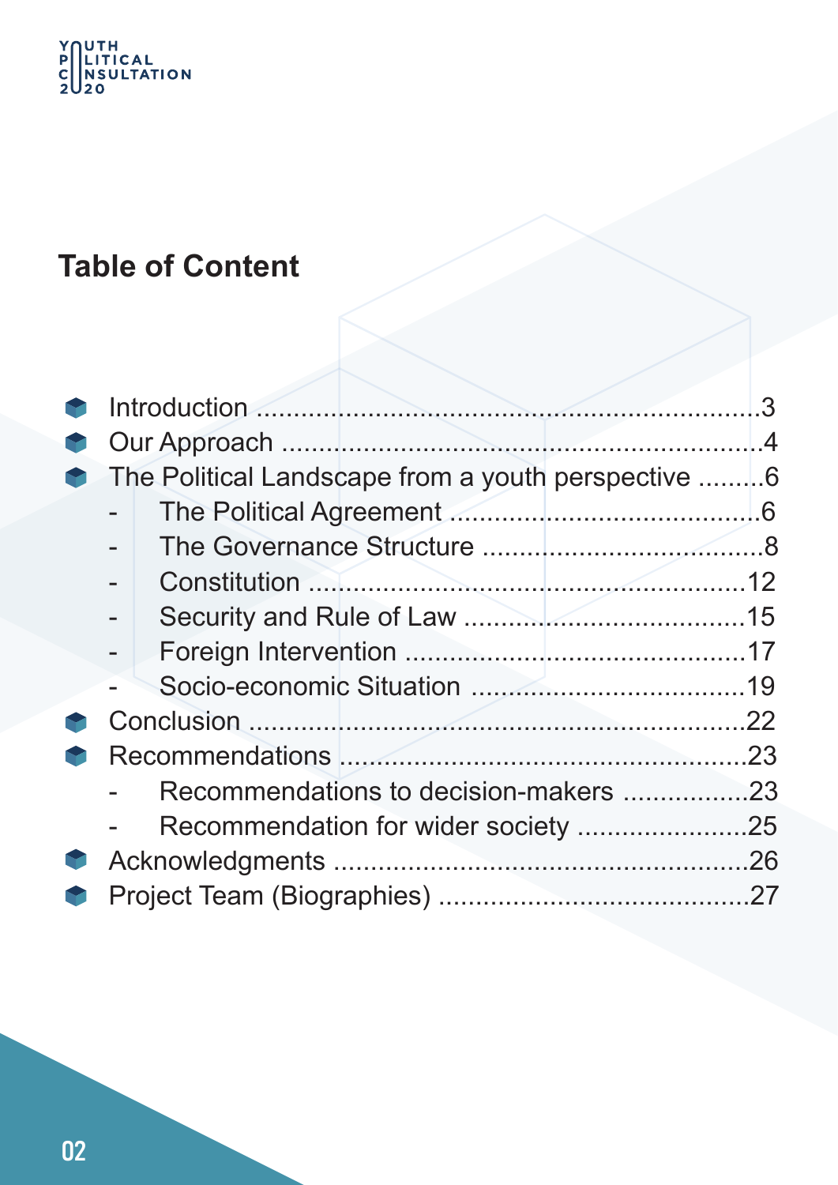## Table of Content

- Introduction ........................................................................3
- Our Approach .....................................................................4
- The Political Landscape from a youth perspective .........6
  - The Political Agreement ..........................................6
  - The Governance Structure ........................................8
  - Constitution ...........................................................12
  - Security and Rule of Law ........................................15
  - Foreign Intervention ...............................................17
  - Socio-economic Situation .......................................19
- Conclusion .........................................................................22
- Recommendations .............................................................23
  - Recommendations to decision-makers .................23
  - Recommendation for wider society .......................25
- Acknowledgments ..............................................................26
- Project Team (Biographies) .............................................27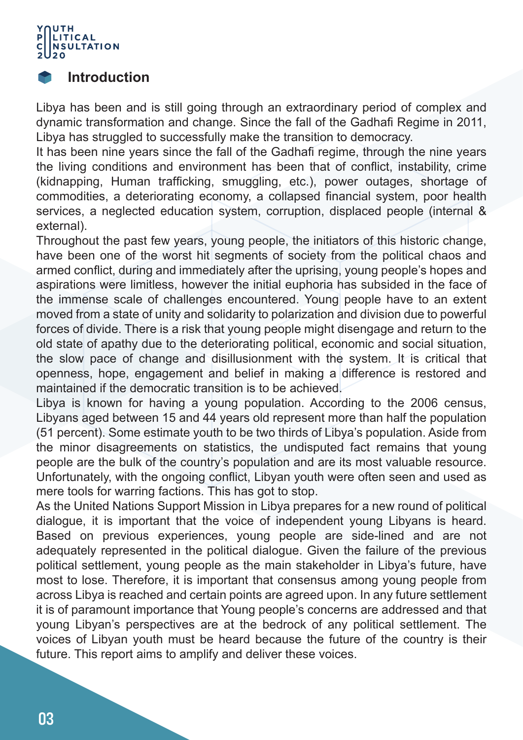## Introduction

Libya has been and is still going through an extraordinary period of complex and dynamic transformation and change. Since the fall of the Gadhafi Regime in 2011, Libya has struggled to successfully make the transition to democracy.
It has been nine years since the fall of the Gadhafi regime, through the nine years the living conditions and environment has been that of conflict, instability, crime (kidnapping, Human trafficking, smuggling, etc.), power outages, shortage of commodities, a deteriorating economy, a collapsed financial system, poor health services, a neglected education system, corruption, displaced people (internal & external).
Throughout the past few years, young people, the initiators of this historic change, have been one of the worst hit segments of society from the political chaos and armed conflict, during and immediately after the uprising, young people's hopes and aspirations were limitless, however the initial euphoria has subsided in the face of the immense scale of challenges encountered. Young people have to an extent moved from a state of unity and solidarity to polarization and division due to powerful forces of divide. There is a risk that young people might disengage and return to the old state of apathy due to the deteriorating political, economic and social situation, the slow pace of change and disillusionment with the system. It is critical that openness, hope, engagement and belief in making a difference is restored and maintained if the democratic transition is to be achieved.
Libya is known for having a young population. According to the 2006 census, Libyans aged between 15 and 44 years old represent more than half the population (51 percent). Some estimate youth to be two thirds of Libya's population. Aside from the minor disagreements on statistics, the undisputed fact remains that young people are the bulk of the country's population and are its most valuable resource. Unfortunately, with the ongoing conflict, Libyan youth were often seen and used as mere tools for warring factions. This has got to stop.
As the United Nations Support Mission in Libya prepares for a new round of political dialogue, it is important that the voice of independent young Libyans is heard. Based on previous experiences, young people are side-lined and are not adequately represented in the political dialogue. Given the failure of the previous political settlement, young people as the main stakeholder in Libya's future, have most to lose. Therefore, it is important that consensus among young people from across Libya is reached and certain points are agreed upon. In any future settlement it is of paramount importance that Young people's concerns are addressed and that young Libyan's perspectives are at the bedrock of any political settlement. The voices of Libyan youth must be heard because the future of the country is their future. This report aims to amplify and deliver these voices.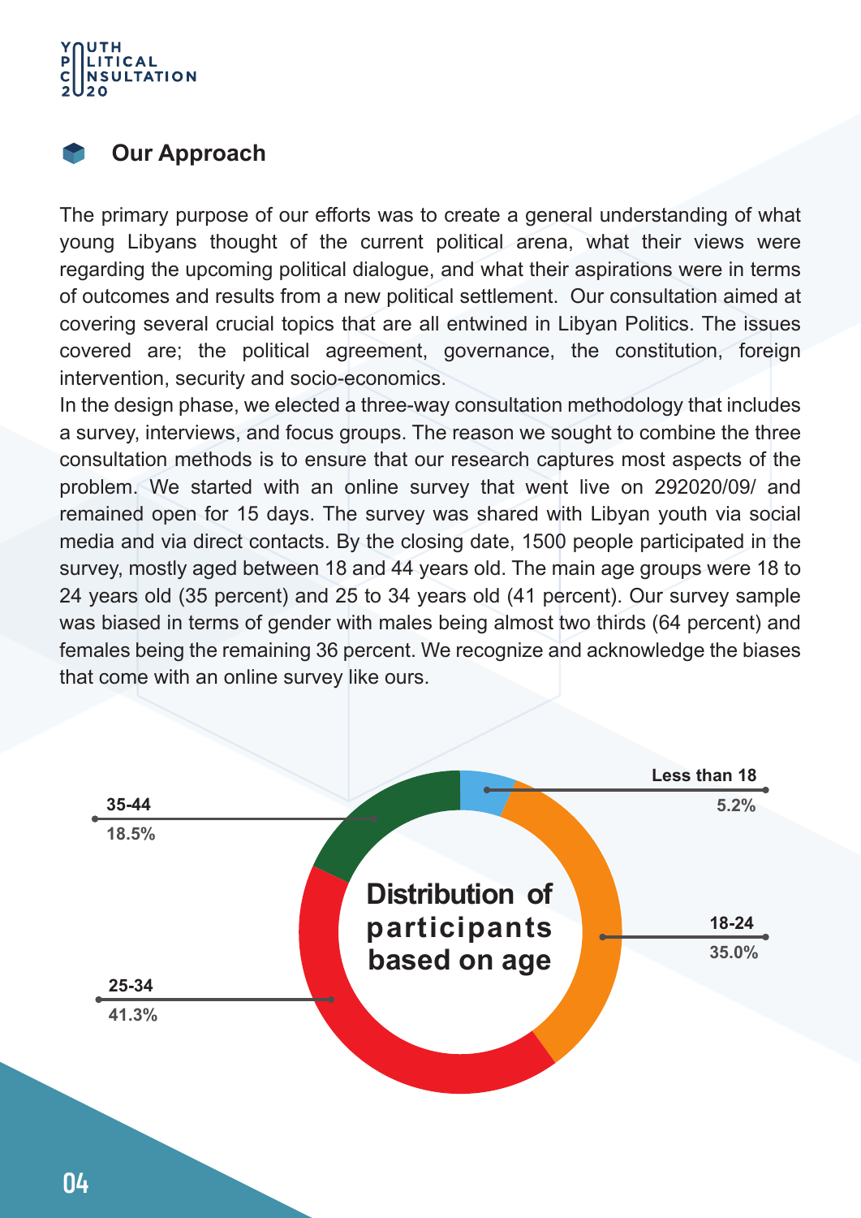## Our Approach

The primary purpose of our efforts was to create a general understanding of what young Libyans thought of the current political arena, what their views were regarding the upcoming political dialogue, and what their aspirations were in terms of outcomes and results from a new political settlement. Our consultation aimed at covering several crucial topics that are all entwined in Libyan Politics. The issues covered are; the political agreement, governance, the constitution, foreign intervention, security and socio-economics.

In the design phase, we elected a three-way consultation methodology that includes a survey, interviews, and focus groups. The reason we sought to combine the three consultation methods is to ensure that our research captures most aspects of the problem. We started with an online survey that went live on 292020/09/ and remained open for 15 days. The survey was shared with Libyan youth via social media and via direct contacts. By the closing date, 1500 people participated in the survey, mostly aged between 18 and 44 years old. The main age groups were 18 to 24 years old (35 percent) and 25 to 34 years old (41 percent). Our survey sample was biased in terms of gender with males being almost two thirds (64 percent) and females being the remaining 36 percent. We recognize and acknowledge the biases that come with an online survey like ours.

**Distribution of participants based on age**

| Age group | Percentage |
|---|---|
| Less than 18 | 5.2% |
| 18-24 | 35.0% |
| 25-34 | 41.3% |
| 35-44 | 18.5% |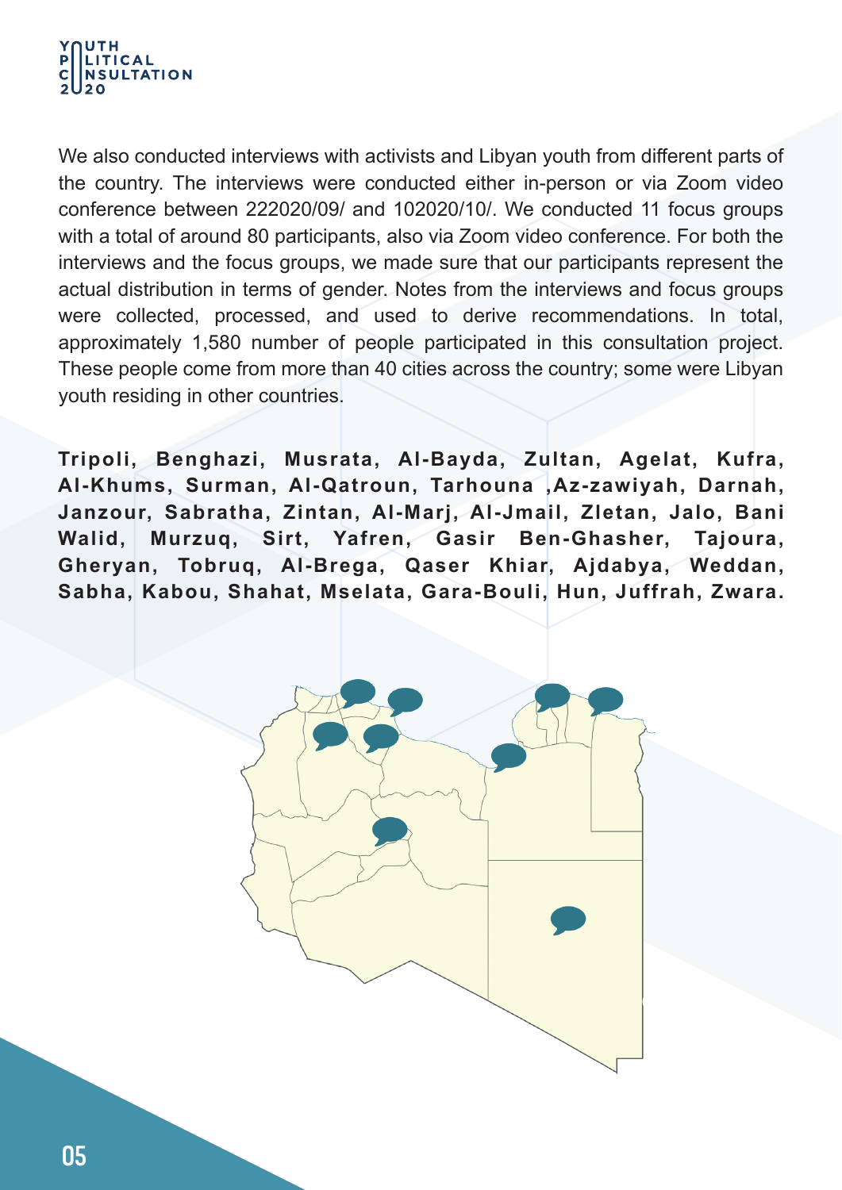We also conducted interviews with activists and Libyan youth from different parts of the country. The interviews were conducted either in-person or via Zoom video conference between 222020/09/ and 102020/10/. We conducted 11 focus groups with a total of around 80 participants, also via Zoom video conference. For both the interviews and the focus groups, we made sure that our participants represent the actual distribution in terms of gender. Notes from the interviews and focus groups were collected, processed, and used to derive recommendations. In total, approximately 1,580 number of people participated in this consultation project. These people come from more than 40 cities across the country; some were Libyan youth residing in other countries.

**Tripoli, Benghazi, Musrata, Al-Bayda, Zultan, Agelat, Kufra, Al-Khums, Surman, Al-Qatroun, Tarhouna ,Az-zawiyah, Darnah, Janzour, Sabratha, Zintan, Al-Marj, Al-Jmail, Zletan, Jalo, Bani Walid, Murzuq, Sirt, Yafren, Gasir Ben-Ghasher, Tajoura, Gheryan, Tobruq, Al-Brega, Qaser Khiar, Ajdabya, Weddan, Sabha, Kabou, Shahat, Mselata, Gara-Bouli, Hun, Juffrah, Zwara.**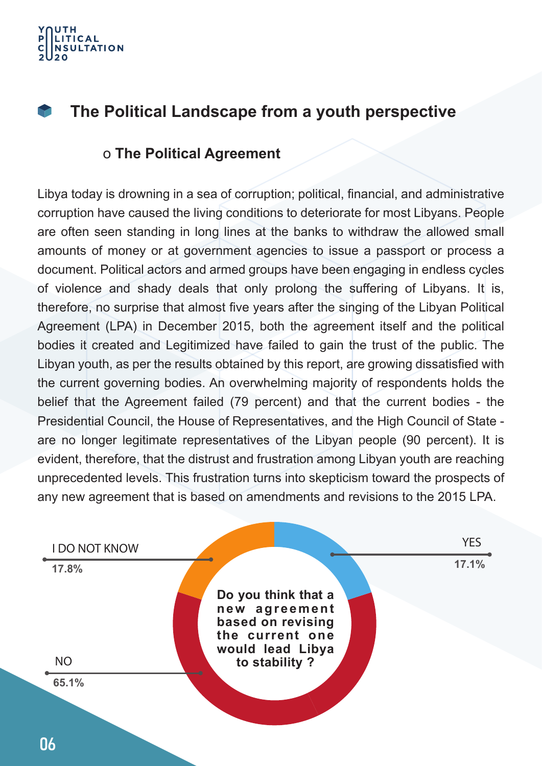## The Political Landscape from a youth perspective

### o The Political Agreement

Libya today is drowning in a sea of corruption; political, financial, and administrative corruption have caused the living conditions to deteriorate for most Libyans. People are often seen standing in long lines at the banks to withdraw the allowed small amounts of money or at government agencies to issue a passport or process a document. Political actors and armed groups have been engaging in endless cycles of violence and shady deals that only prolong the suffering of Libyans. It is, therefore, no surprise that almost five years after the singing of the Libyan Political Agreement (LPA) in December 2015, both the agreement itself and the political bodies it created and Legitimized have failed to gain the trust of the public. The Libyan youth, as per the results obtained by this report, are growing dissatisfied with the current governing bodies. An overwhelming majority of respondents holds the belief that the Agreement failed (79 percent) and that the current bodies - the Presidential Council, the House of Representatives, and the High Council of State - are no longer legitimate representatives of the Libyan people (90 percent). It is evident, therefore, that the distrust and frustration among Libyan youth are reaching unprecedented levels. This frustration turns into skepticism toward the prospects of any new agreement that is based on amendments and revisions to the 2015 LPA.

**Do you think that a new agreement based on revising the current one would lead Libya to stability ?**

| Response | Percentage |
|---|---|
| YES | 17.1% |
| NO | 65.1% |
| I DO NOT KNOW | 17.8% |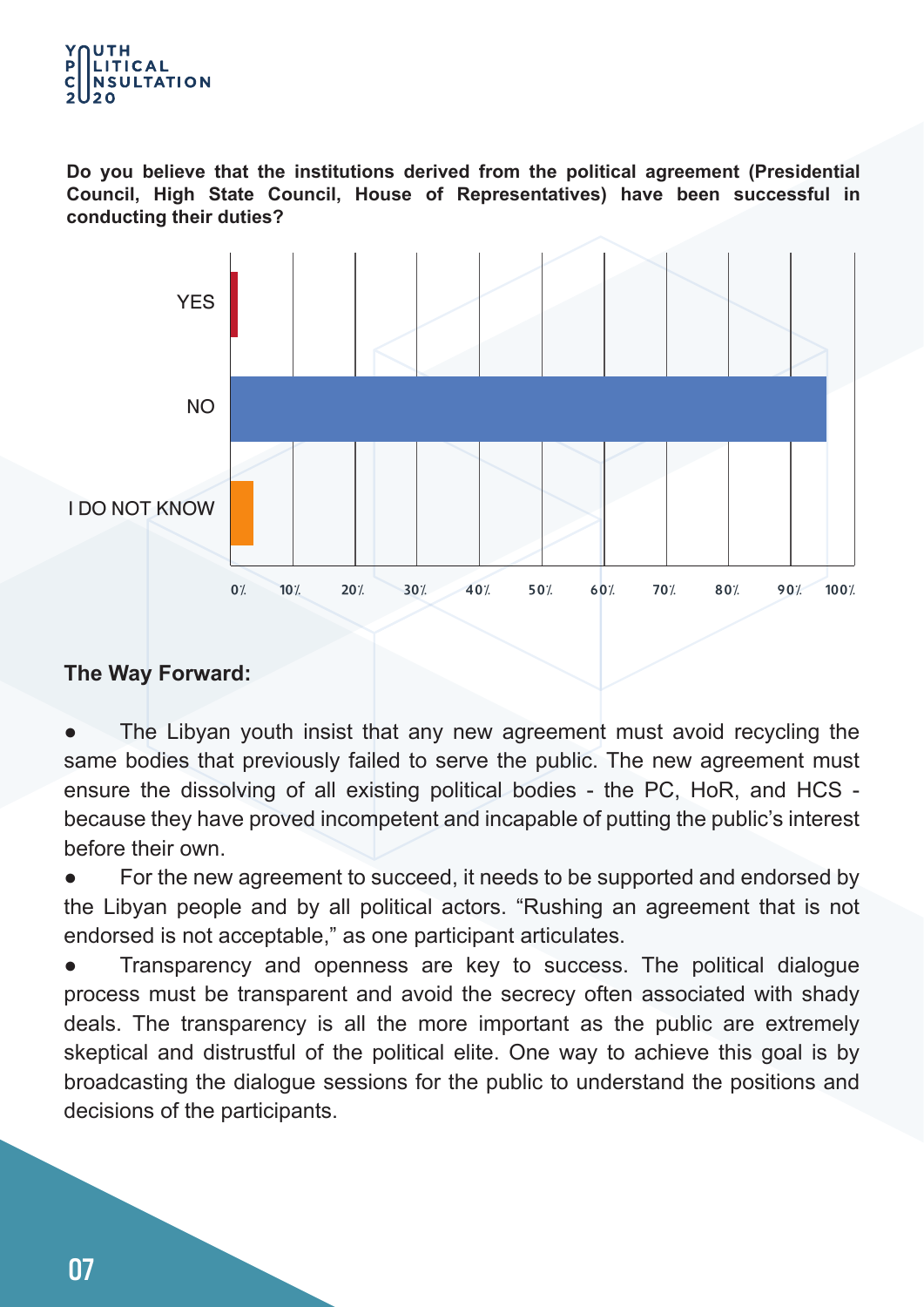**Do you believe that the institutions derived from the political agreement (Presidential Council, High State Council, House of Representatives) have been successful in conducting their duties?**

| Response | Approx. share |
| --- | --- |
| YES | ~1% |
| NO | ~95% |
| I DO NOT KNOW | ~4% |

## The Way Forward:

- The Libyan youth insist that any new agreement must avoid recycling the same bodies that previously failed to serve the public. The new agreement must ensure the dissolving of all existing political bodies - the PC, HoR, and HCS - because they have proved incompetent and incapable of putting the public's interest before their own.
- For the new agreement to succeed, it needs to be supported and endorsed by the Libyan people and by all political actors. "Rushing an agreement that is not endorsed is not acceptable," as one participant articulates.
- Transparency and openness are key to success. The political dialogue process must be transparent and avoid the secrecy often associated with shady deals. The transparency is all the more important as the public are extremely skeptical and distrustful of the political elite. One way to achieve this goal is by broadcasting the dialogue sessions for the public to understand the positions and decisions of the participants.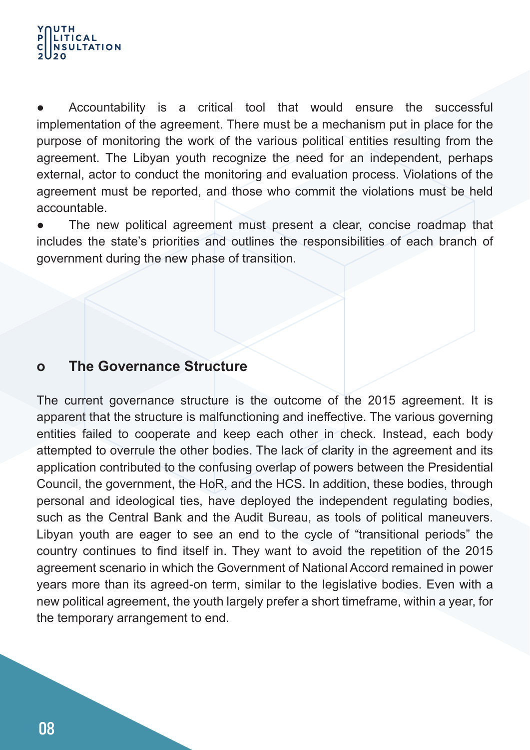- Accountability is a critical tool that would ensure the successful implementation of the agreement. There must be a mechanism put in place for the purpose of monitoring the work of the various political entities resulting from the agreement. The Libyan youth recognize the need for an independent, perhaps external, actor to conduct the monitoring and evaluation process. Violations of the agreement must be reported, and those who commit the violations must be held accountable.
- The new political agreement must present a clear, concise roadmap that includes the state's priorities and outlines the responsibilities of each branch of government during the new phase of transition.

### o The Governance Structure

The current governance structure is the outcome of the 2015 agreement. It is apparent that the structure is malfunctioning and ineffective. The various governing entities failed to cooperate and keep each other in check. Instead, each body attempted to overrule the other bodies. The lack of clarity in the agreement and its application contributed to the confusing overlap of powers between the Presidential Council, the government, the HoR, and the HCS. In addition, these bodies, through personal and ideological ties, have deployed the independent regulating bodies, such as the Central Bank and the Audit Bureau, as tools of political maneuvers. Libyan youth are eager to see an end to the cycle of "transitional periods" the country continues to find itself in. They want to avoid the repetition of the 2015 agreement scenario in which the Government of National Accord remained in power years more than its agreed-on term, similar to the legislative bodies. Even with a new political agreement, the youth largely prefer a short timeframe, within a year, for the temporary arrangement to end.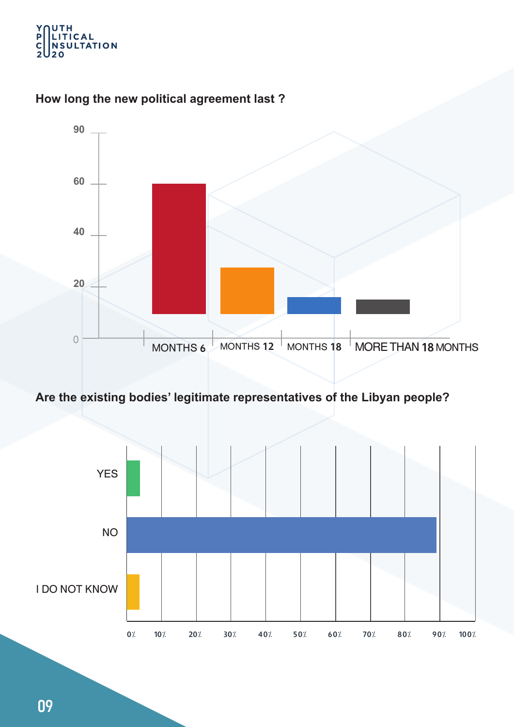**How long the new political agreement last ?**

90

60

40

20

0

MONTHS 6 | MONTHS 12 | MONTHS 18 | MORE THAN 18 MONTHS

**Are the existing bodies' legitimate representatives of the Libyan people?**

YES

NO

I DO NOT KNOW

0% 10% 20% 30% 40% 50% 60% 70% 80% 90% 100%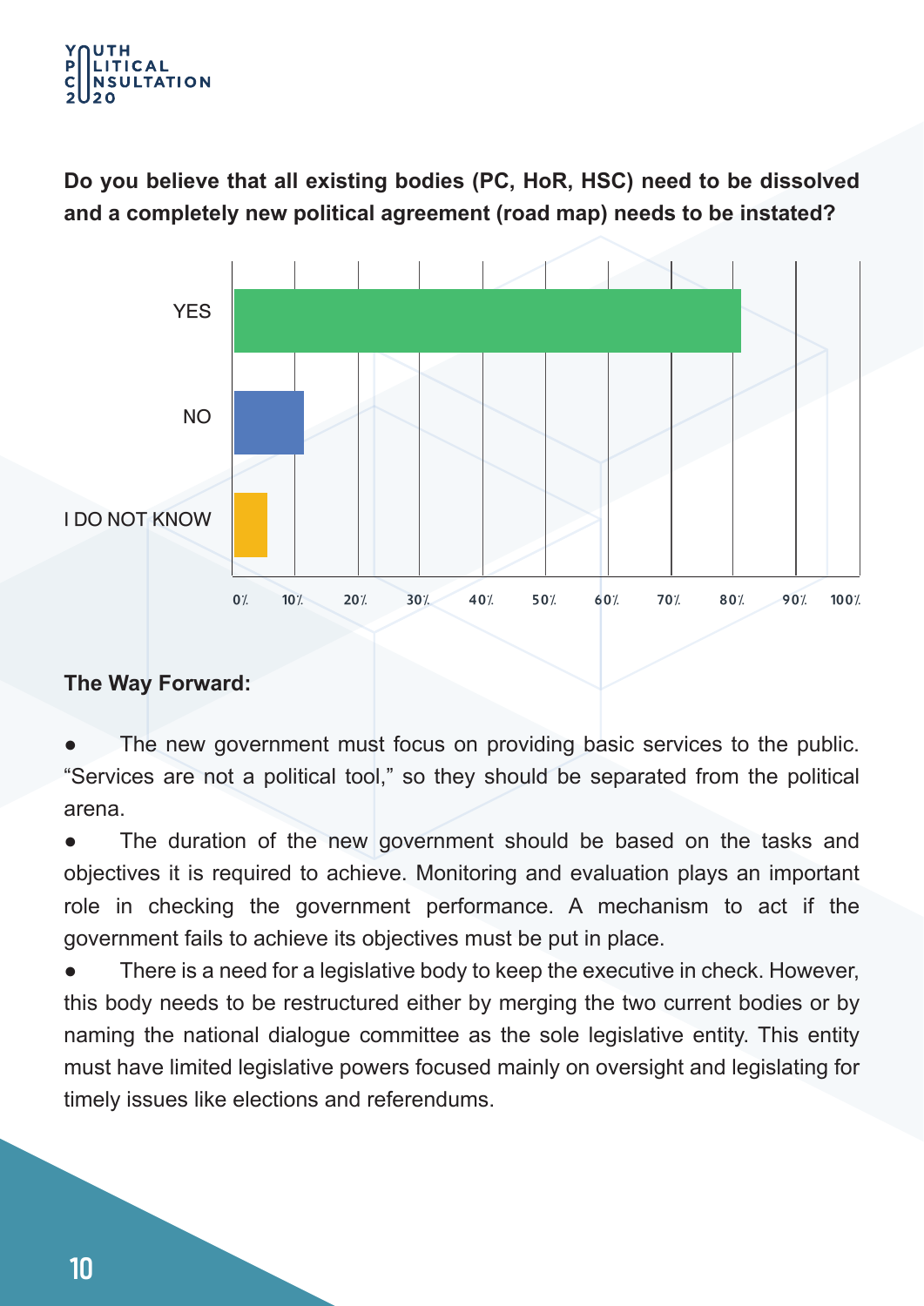**Do you believe that all existing bodies (PC, HoR, HSC) need to be dissolved and a completely new political agreement (road map) needs to be instated?**

YES

NO

I DO NOT KNOW

0% 10% 20% 30% 40% 50% 60% 70% 80% 90% 100%

**The Way Forward:**

- The new government must focus on providing basic services to the public. "Services are not a political tool," so they should be separated from the political arena.
- The duration of the new government should be based on the tasks and objectives it is required to achieve. Monitoring and evaluation plays an important role in checking the government performance. A mechanism to act if the government fails to achieve its objectives must be put in place.
- There is a need for a legislative body to keep the executive in check. However, this body needs to be restructured either by merging the two current bodies or by naming the national dialogue committee as the sole legislative entity. This entity must have limited legislative powers focused mainly on oversight and legislating for timely issues like elections and referendums.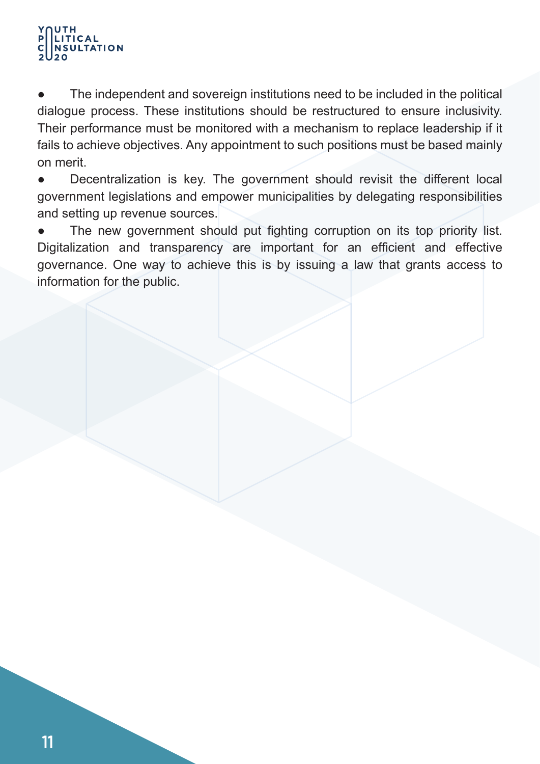- The independent and sovereign institutions need to be included in the political dialogue process. These institutions should be restructured to ensure inclusivity. Their performance must be monitored with a mechanism to replace leadership if it fails to achieve objectives. Any appointment to such positions must be based mainly on merit.
- Decentralization is key. The government should revisit the different local government legislations and empower municipalities by delegating responsibilities and setting up revenue sources.
- The new government should put fighting corruption on its top priority list. Digitalization and transparency are important for an efficient and effective governance. One way to achieve this is by issuing a law that grants access to information for the public.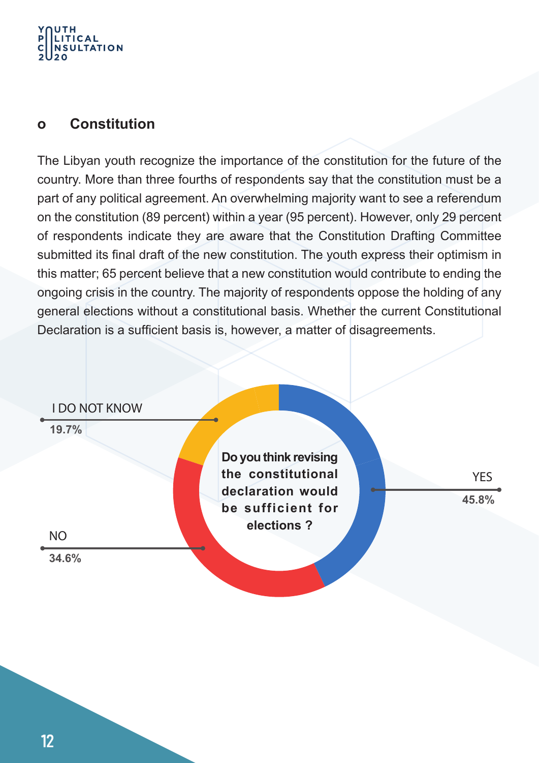## o Constitution

The Libyan youth recognize the importance of the constitution for the future of the country. More than three fourths of respondents say that the constitution must be a part of any political agreement. An overwhelming majority want to see a referendum on the constitution (89 percent) within a year (95 percent). However, only 29 percent of respondents indicate they are aware that the Constitution Drafting Committee submitted its final draft of the new constitution. The youth express their optimism in this matter; 65 percent believe that a new constitution would contribute to ending the ongoing crisis in the country. The majority of respondents oppose the holding of any general elections without a constitutional basis. Whether the current Constitutional Declaration is a sufficient basis is, however, a matter of disagreements.

**Do you think revising the constitutional declaration would be sufficient for elections ?**

| Response | Percentage |
| --- | --- |
| YES | 45.8% |
| NO | 34.6% |
| I DO NOT KNOW | 19.7% |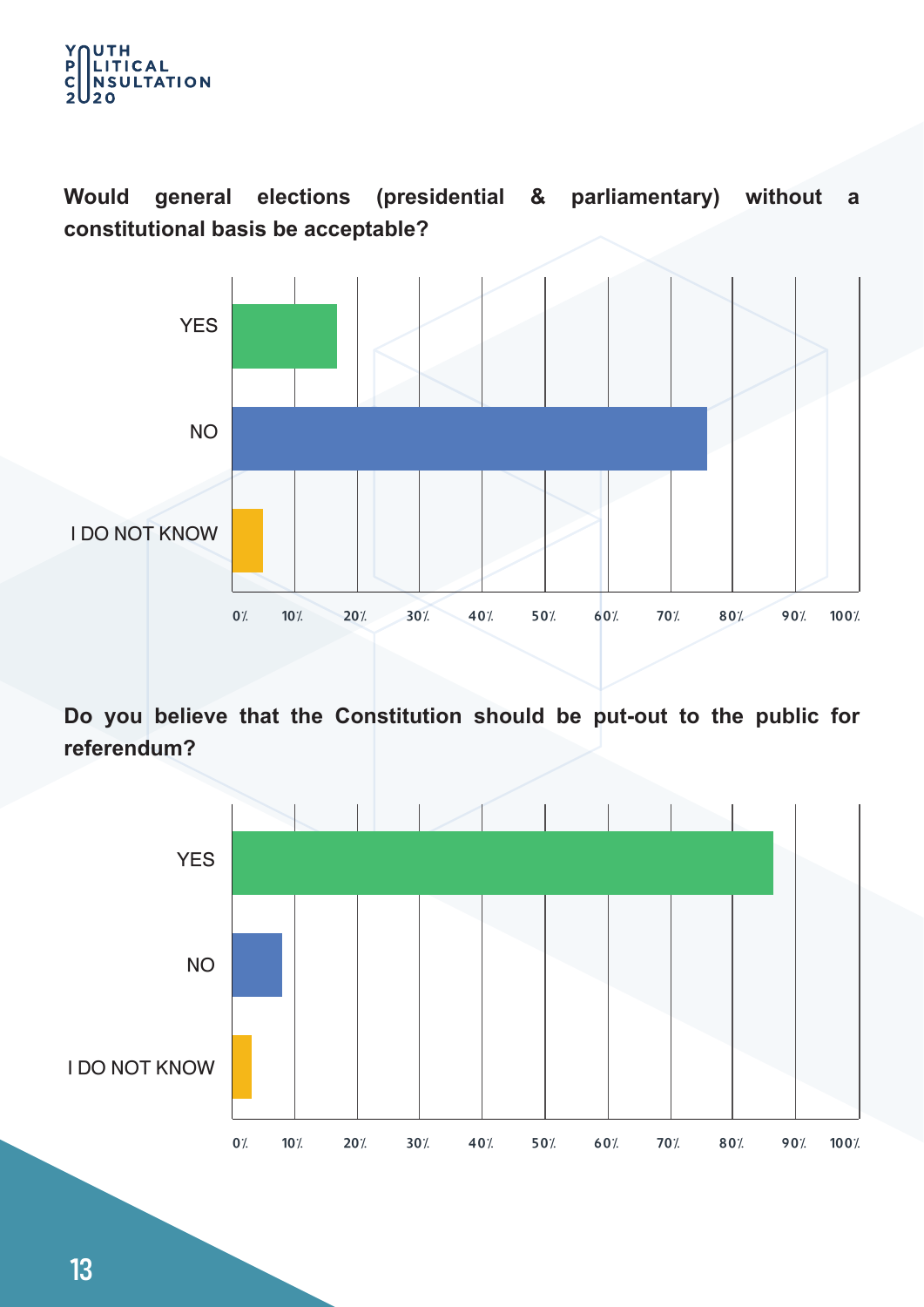**Would general elections (presidential & parliamentary) without a constitutional basis be acceptable?**

YES

NO

I DO NOT KNOW

0% 10% 20% 30% 40% 50% 60% 70% 80% 90% 100%

**Do you believe that the Constitution should be put-out to the public for referendum?**

YES

NO

I DO NOT KNOW

0% 10% 20% 30% 40% 50% 60% 70% 80% 90% 100%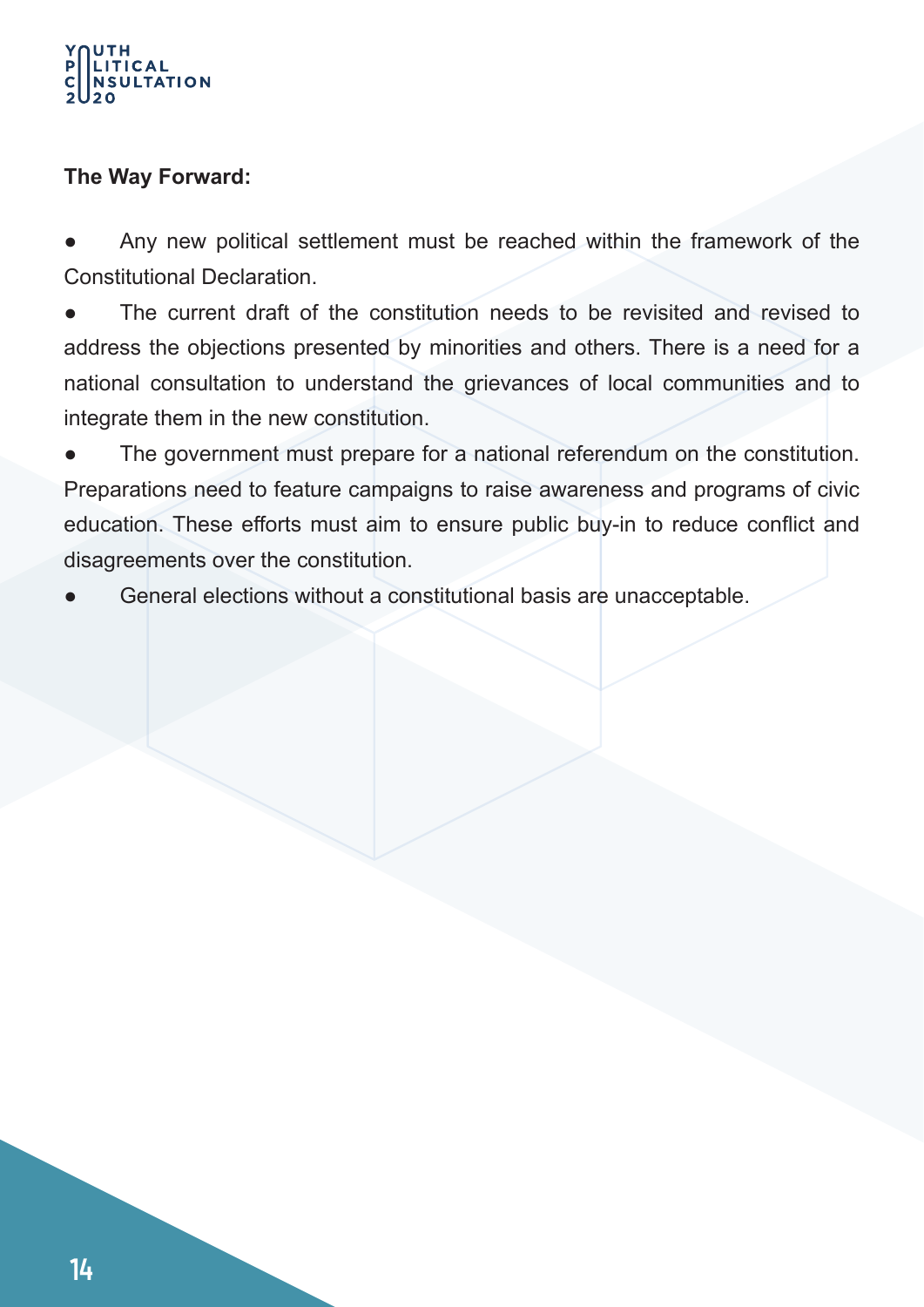**The Way Forward:**

- Any new political settlement must be reached within the framework of the Constitutional Declaration.
- The current draft of the constitution needs to be revisited and revised to address the objections presented by minorities and others. There is a need for a national consultation to understand the grievances of local communities and to integrate them in the new constitution.
- The government must prepare for a national referendum on the constitution. Preparations need to feature campaigns to raise awareness and programs of civic education. These efforts must aim to ensure public buy-in to reduce conflict and disagreements over the constitution.
- General elections without a constitutional basis are unacceptable.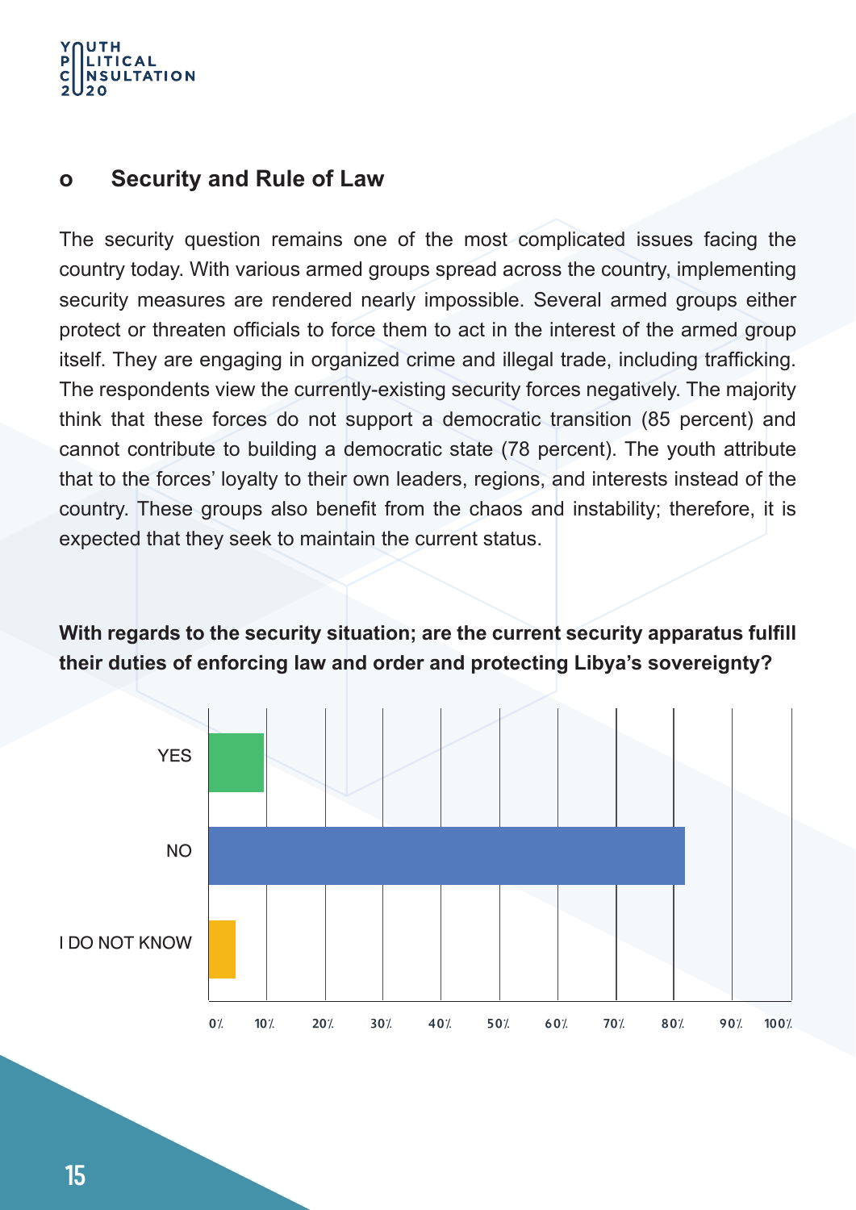- **Security and Rule of Law**

The security question remains one of the most complicated issues facing the country today. With various armed groups spread across the country, implementing security measures are rendered nearly impossible. Several armed groups either protect or threaten officials to force them to act in the interest of the armed group itself. They are engaging in organized crime and illegal trade, including trafficking. The respondents view the currently-existing security forces negatively. The majority think that these forces do not support a democratic transition (85 percent) and cannot contribute to building a democratic state (78 percent). The youth attribute that to the forces' loyalty to their own leaders, regions, and interests instead of the country. These groups also benefit from the chaos and instability; therefore, it is expected that they seek to maintain the current status.

**With regards to the security situation; are the current security apparatus fulfill their duties of enforcing law and order and protecting Libya's sovereignty?**

YES

NO

I DO NOT KNOW

0% 10% 20% 30% 40% 50% 60% 70% 80% 90% 100%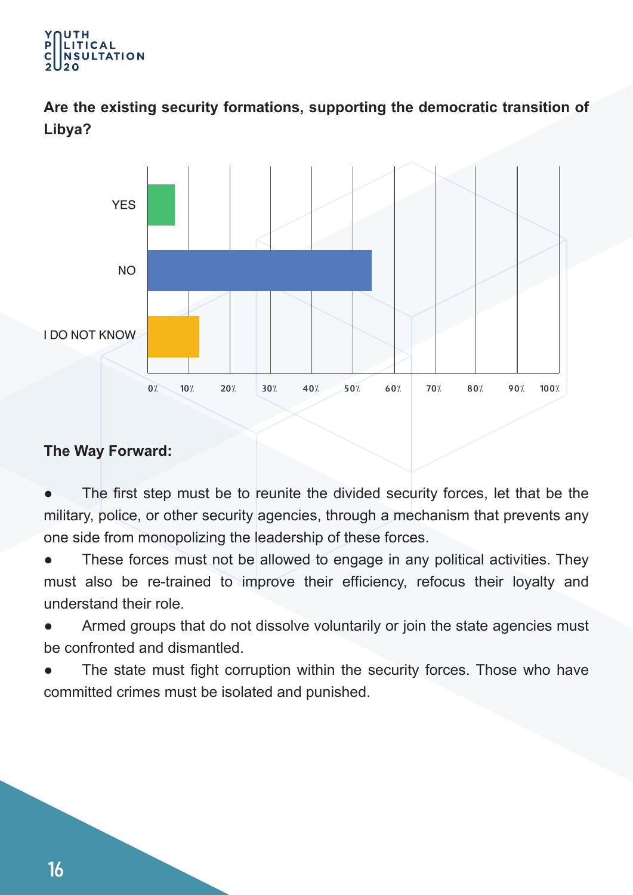**Are the existing security formations, supporting the democratic transition of Libya?**

| Answer | Percentage |
|---|---|
| YES | ~7% |
| NO | ~55% |
| I DO NOT KNOW | ~13% |

**The Way Forward:**

- The first step must be to reunite the divided security forces, let that be the military, police, or other security agencies, through a mechanism that prevents any one side from monopolizing the leadership of these forces.
- These forces must not be allowed to engage in any political activities. They must also be re-trained to improve their efficiency, refocus their loyalty and understand their role.
- Armed groups that do not dissolve voluntarily or join the state agencies must be confronted and dismantled.
- The state must fight corruption within the security forces. Those who have committed crimes must be isolated and punished.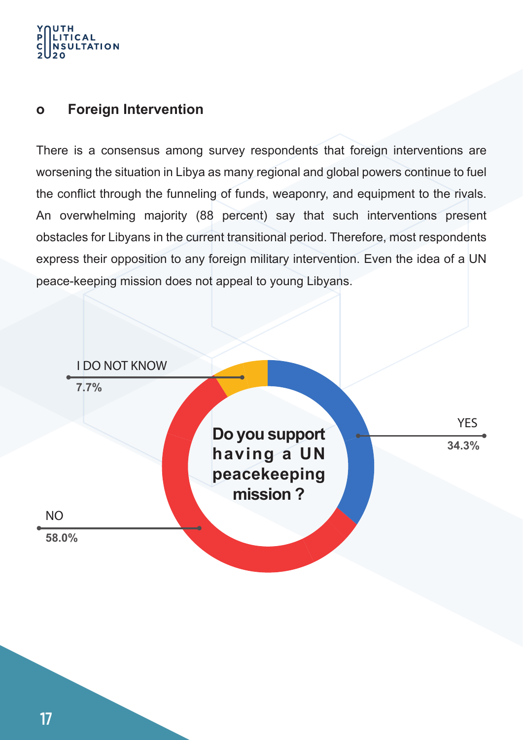### o Foreign Intervention

There is a consensus among survey respondents that foreign interventions are worsening the situation in Libya as many regional and global powers continue to fuel the conflict through the funneling of funds, weaponry, and equipment to the rivals. An overwhelming majority (88 percent) say that such interventions present obstacles for Libyans in the current transitional period. Therefore, most respondents express their opposition to any foreign military intervention. Even the idea of a UN peace-keeping mission does not appeal to young Libyans.

**Do you support having a UN peacekeeping mission ?**

I DO NOT KNOW
**7.7%**

YES
**34.3%**

NO
**58.0%**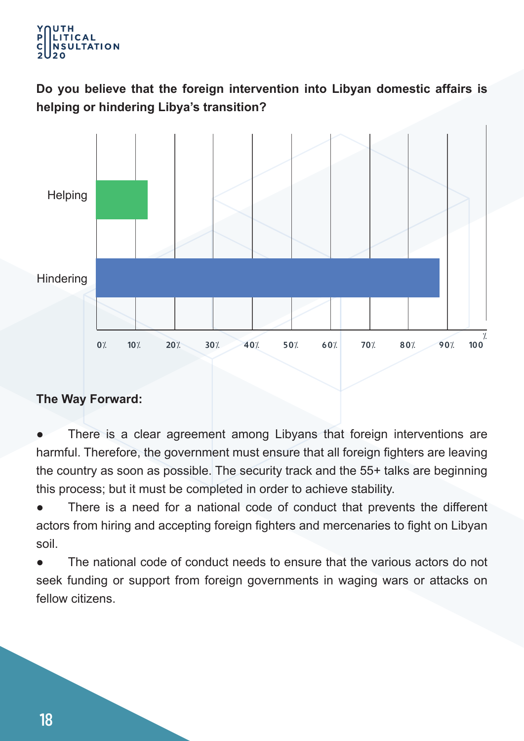**Do you believe that the foreign intervention into Libyan domestic affairs is helping or hindering Libya's transition?**

**The Way Forward:**

- There is a clear agreement among Libyans that foreign interventions are harmful. Therefore, the government must ensure that all foreign fighters are leaving the country as soon as possible. The security track and the 55+ talks are beginning this process; but it must be completed in order to achieve stability.
- There is a need for a national code of conduct that prevents the different actors from hiring and accepting foreign fighters and mercenaries to fight on Libyan soil.
- The national code of conduct needs to ensure that the various actors do not seek funding or support from foreign governments in waging wars or attacks on fellow citizens.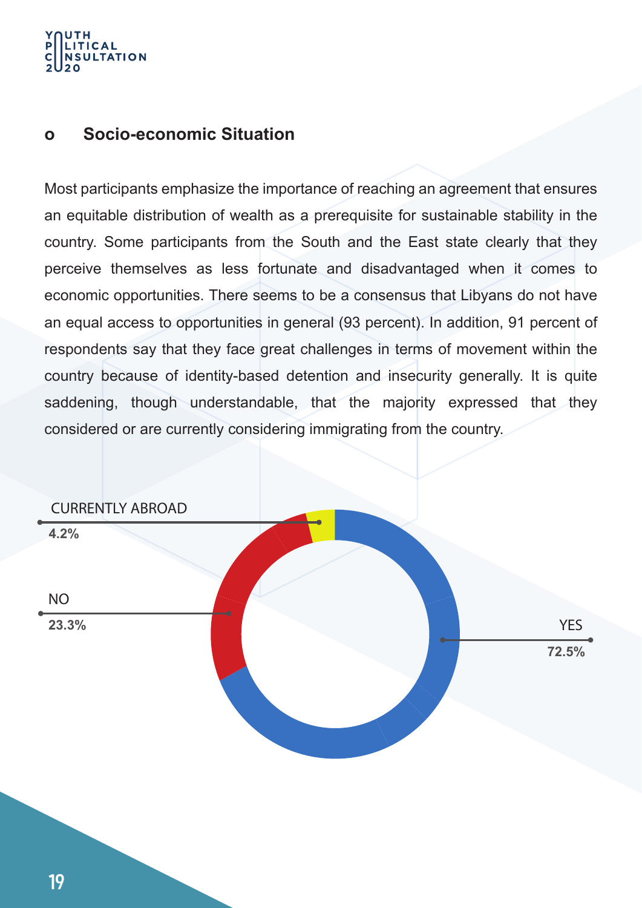### Socio-economic Situation

Most participants emphasize the importance of reaching an agreement that ensures an equitable distribution of wealth as a prerequisite for sustainable stability in the country. Some participants from the South and the East state clearly that they perceive themselves as less fortunate and disadvantaged when it comes to economic opportunities. There seems to be a consensus that Libyans do not have an equal access to opportunities in general (93 percent). In addition, 91 percent of respondents say that they face great challenges in terms of movement within the country because of identity-based detention and insecurity generally. It is quite saddening, though understandable, that the majority expressed that they considered or are currently considering immigrating from the country.

CURRENTLY ABROAD
4.2%

NO
23.3%

YES
72.5%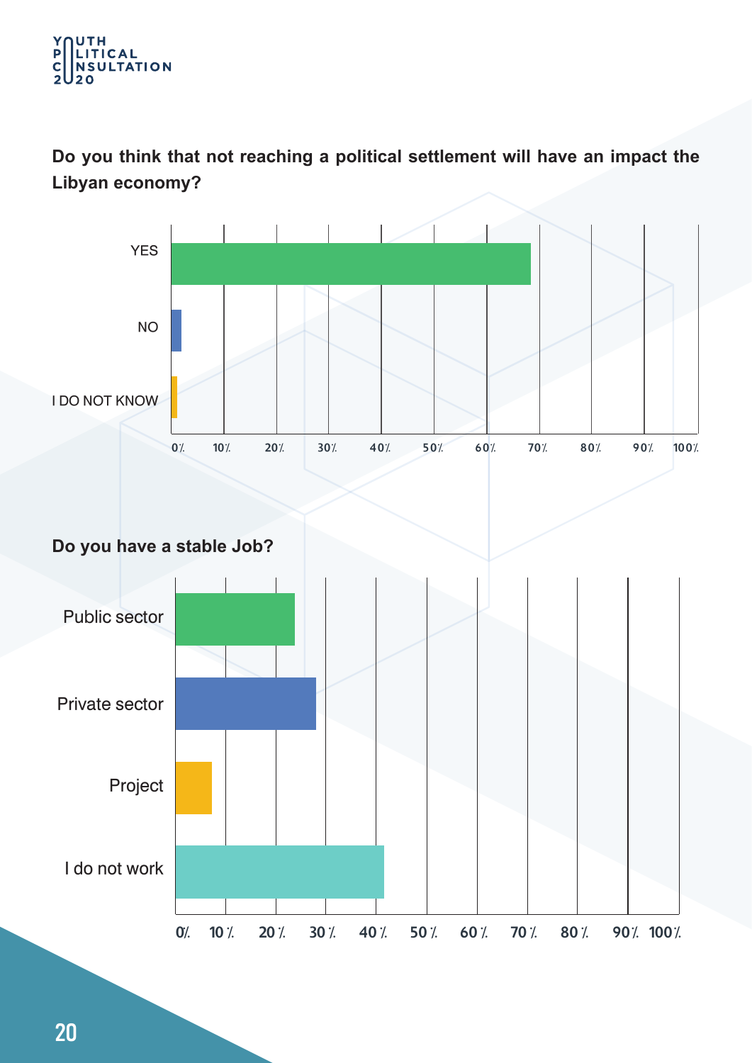**Do you think that not reaching a political settlement will have an impact the Libyan economy?**

YES

NO

I DO NOT KNOW

0% 10% 20% 30% 40% 50% 60% 70% 80% 90% 100%

**Do you have a stable Job?**

Public sector

Private sector

Project

I do not work

0% 10% 20% 30% 40% 50% 60% 70% 80% 90% 100%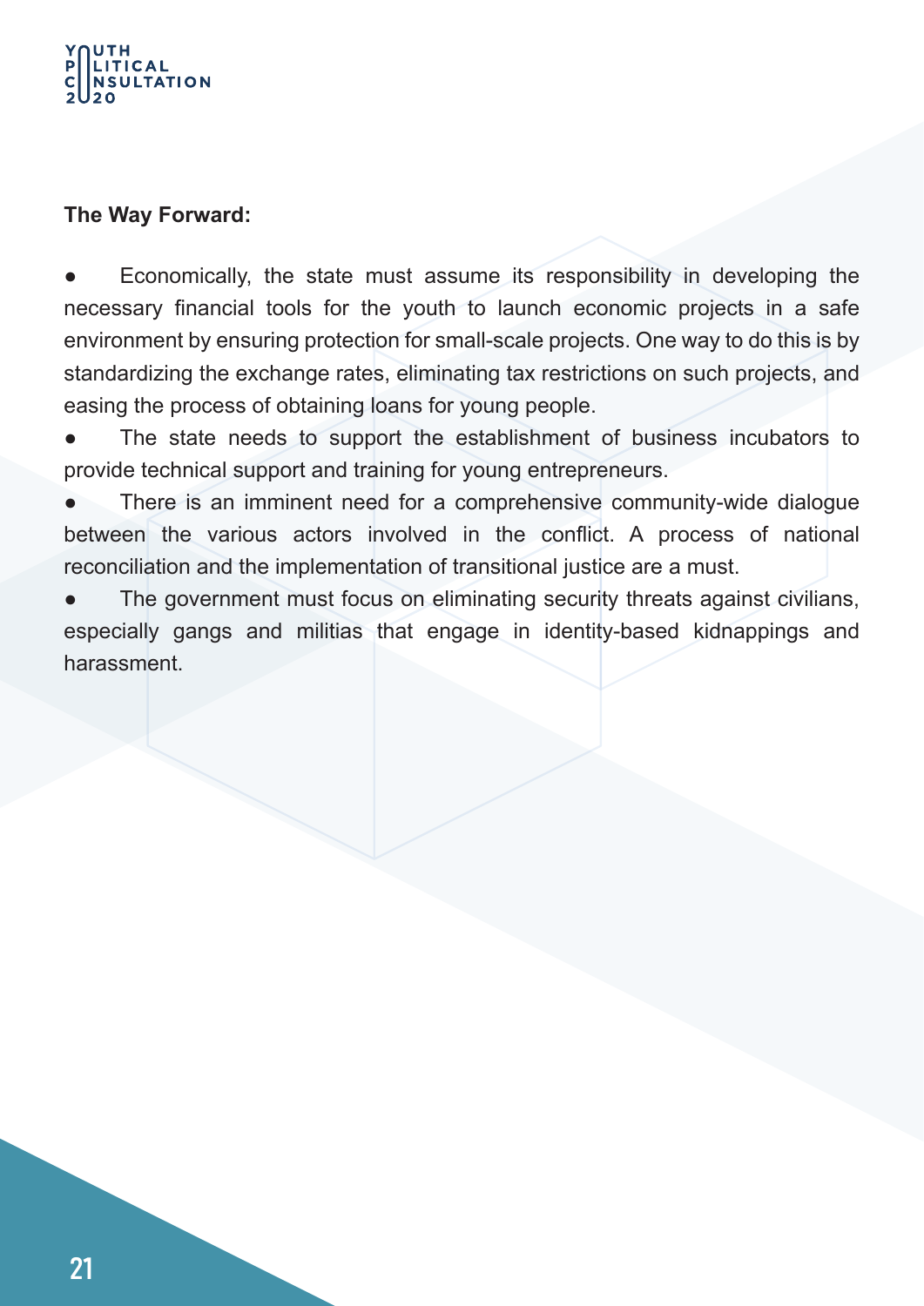**The Way Forward:**

- Economically, the state must assume its responsibility in developing the necessary financial tools for the youth to launch economic projects in a safe environment by ensuring protection for small-scale projects. One way to do this is by standardizing the exchange rates, eliminating tax restrictions on such projects, and easing the process of obtaining loans for young people.
- The state needs to support the establishment of business incubators to provide technical support and training for young entrepreneurs.
- There is an imminent need for a comprehensive community-wide dialogue between the various actors involved in the conflict. A process of national reconciliation and the implementation of transitional justice are a must.
- The government must focus on eliminating security threats against civilians, especially gangs and militias that engage in identity-based kidnappings and harassment.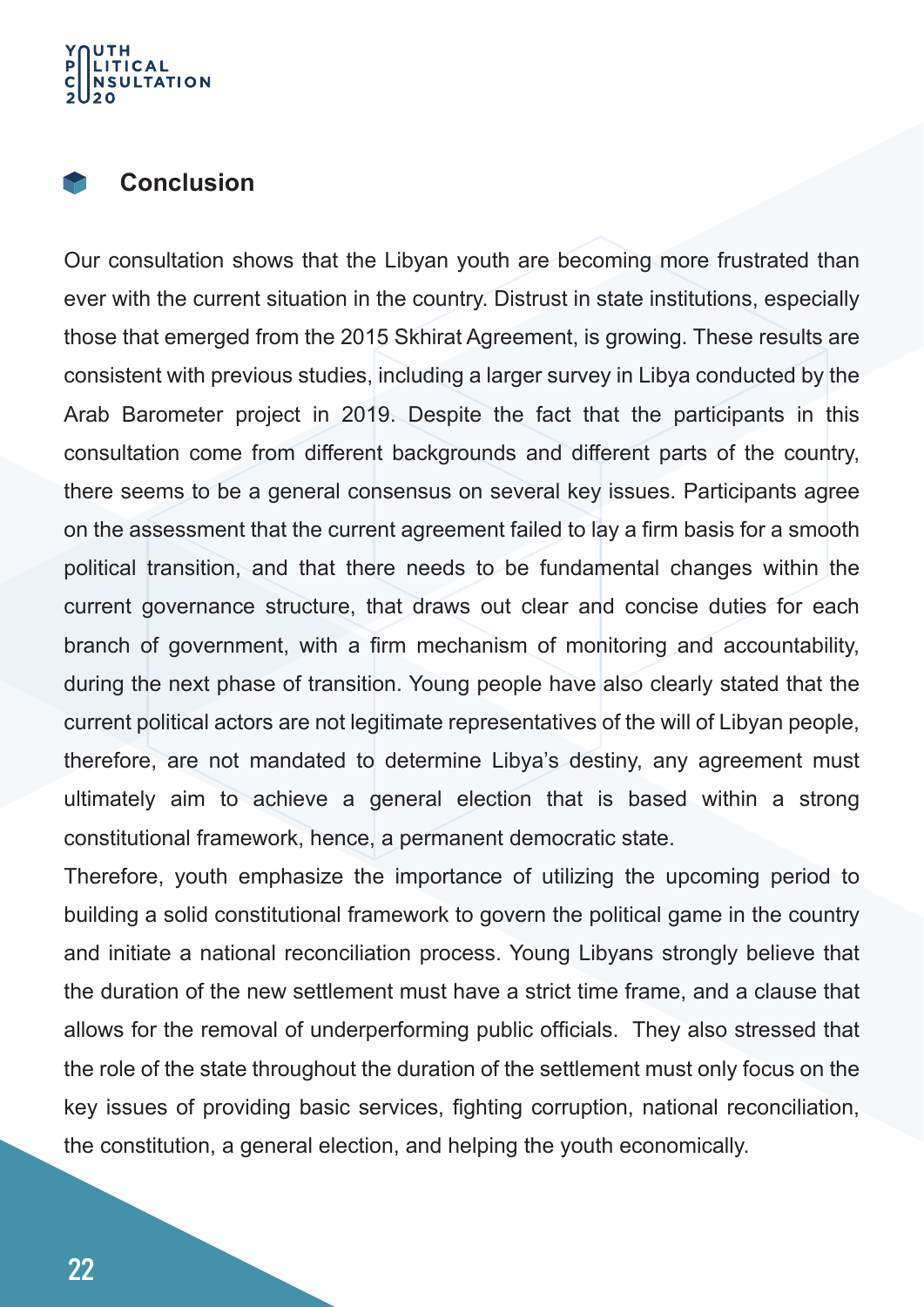## Conclusion

Our consultation shows that the Libyan youth are becoming more frustrated than ever with the current situation in the country. Distrust in state institutions, especially those that emerged from the 2015 Skhirat Agreement, is growing. These results are consistent with previous studies, including a larger survey in Libya conducted by the Arab Barometer project in 2019. Despite the fact that the participants in this consultation come from different backgrounds and different parts of the country, there seems to be a general consensus on several key issues. Participants agree on the assessment that the current agreement failed to lay a firm basis for a smooth political transition, and that there needs to be fundamental changes within the current governance structure, that draws out clear and concise duties for each branch of government, with a firm mechanism of monitoring and accountability, during the next phase of transition. Young people have also clearly stated that the current political actors are not legitimate representatives of the will of Libyan people, therefore, are not mandated to determine Libya's destiny, any agreement must ultimately aim to achieve a general election that is based within a strong constitutional framework, hence, a permanent democratic state.

Therefore, youth emphasize the importance of utilizing the upcoming period to building a solid constitutional framework to govern the political game in the country and initiate a national reconciliation process. Young Libyans strongly believe that the duration of the new settlement must have a strict time frame, and a clause that allows for the removal of underperforming public officials. They also stressed that the role of the state throughout the duration of the settlement must only focus on the key issues of providing basic services, fighting corruption, national reconciliation, the constitution, a general election, and helping the youth economically.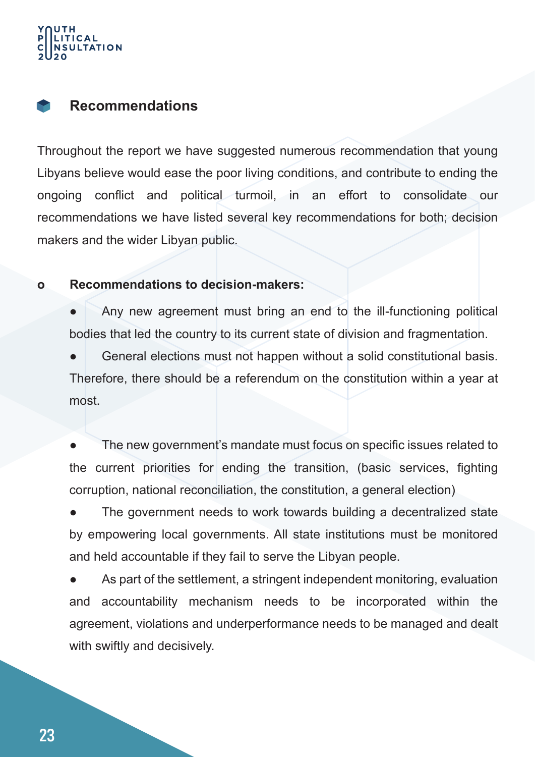## Recommendations

Throughout the report we have suggested numerous recommendation that young Libyans believe would ease the poor living conditions, and contribute to ending the ongoing conflict and political turmoil, in an effort to consolidate our recommendations we have listed several key recommendations for both; decision makers and the wider Libyan public.

- **Recommendations to decision-makers:**
  - Any new agreement must bring an end to the ill-functioning political bodies that led the country to its current state of division and fragmentation.
  - General elections must not happen without a solid constitutional basis. Therefore, there should be a referendum on the constitution within a year at most.
  - The new government's mandate must focus on specific issues related to the current priorities for ending the transition, (basic services, fighting corruption, national reconciliation, the constitution, a general election)
  - The government needs to work towards building a decentralized state by empowering local governments. All state institutions must be monitored and held accountable if they fail to serve the Libyan people.
  - As part of the settlement, a stringent independent monitoring, evaluation and accountability mechanism needs to be incorporated within the agreement, violations and underperformance needs to be managed and dealt with swiftly and decisively.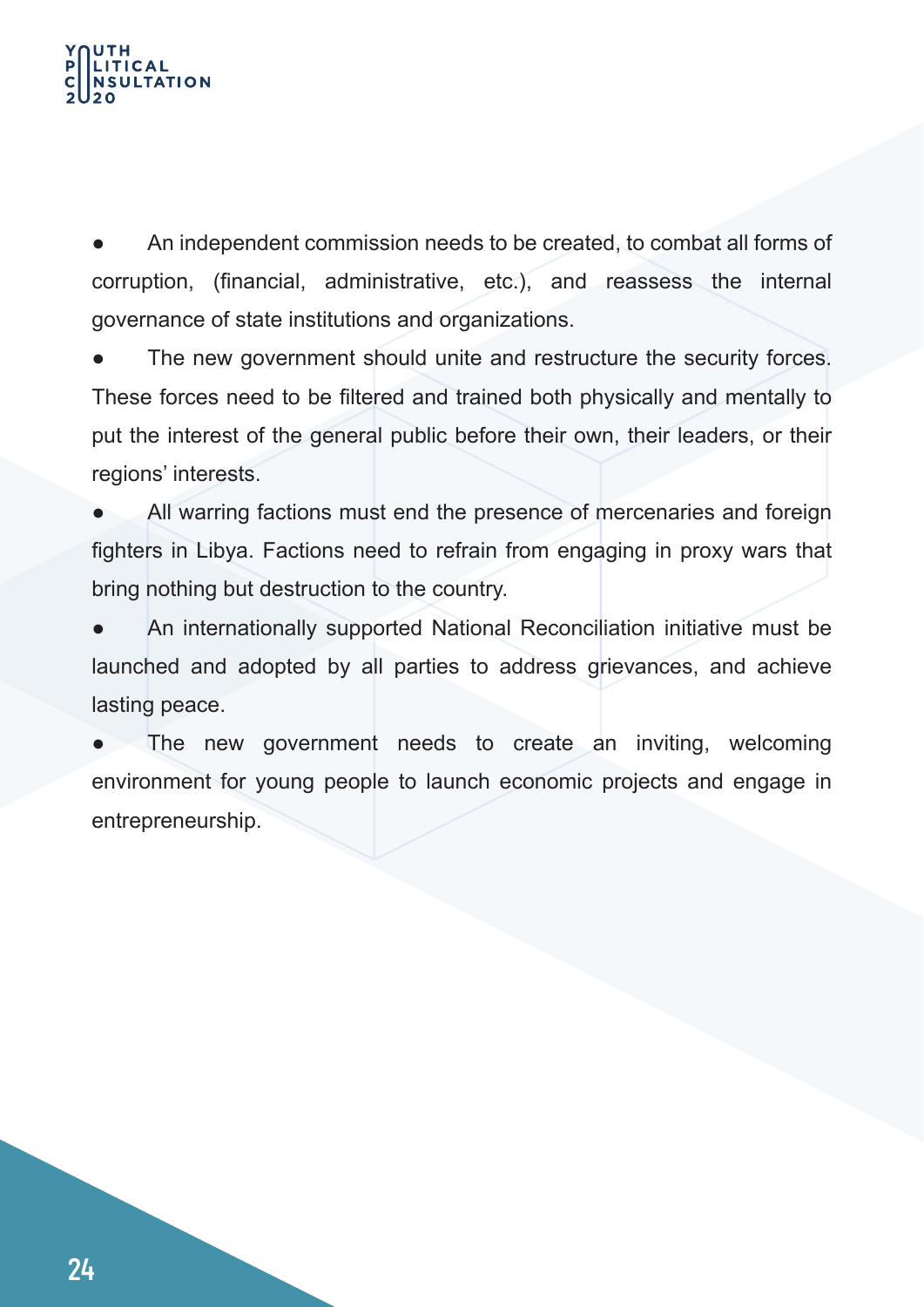- An independent commission needs to be created, to combat all forms of corruption, (financial, administrative, etc.), and reassess the internal governance of state institutions and organizations.
- The new government should unite and restructure the security forces. These forces need to be filtered and trained both physically and mentally to put the interest of the general public before their own, their leaders, or their regions' interests.
- All warring factions must end the presence of mercenaries and foreign fighters in Libya. Factions need to refrain from engaging in proxy wars that bring nothing but destruction to the country.
- An internationally supported National Reconciliation initiative must be launched and adopted by all parties to address grievances, and achieve lasting peace.
- The new government needs to create an inviting, welcoming environment for young people to launch economic projects and engage in entrepreneurship.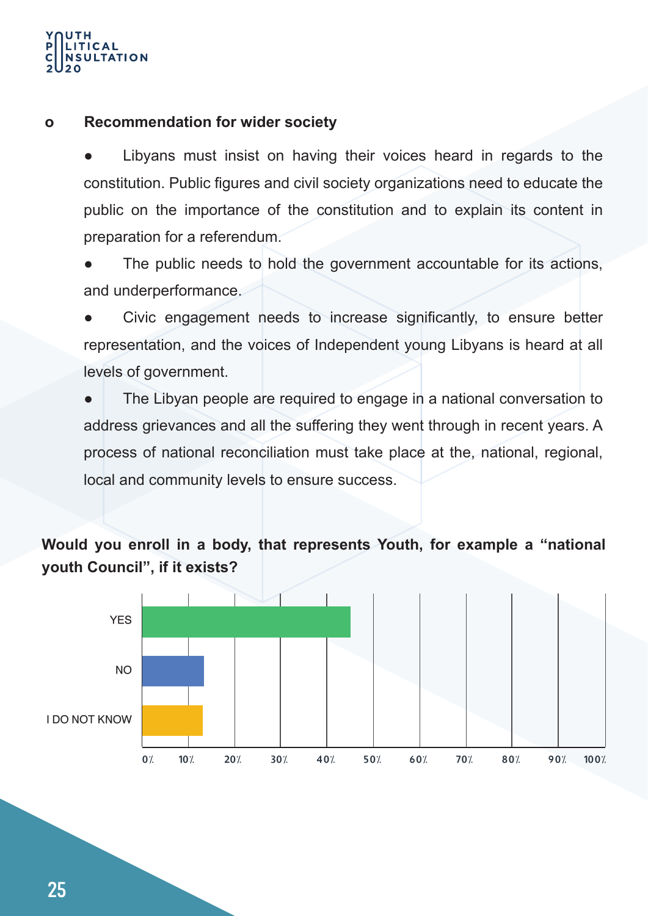- **Recommendation for wider society**

  - Libyans must insist on having their voices heard in regards to the constitution. Public figures and civil society organizations need to educate the public on the importance of the constitution and to explain its content in preparation for a referendum.
  - The public needs to hold the government accountable for its actions, and underperformance.
  - Civic engagement needs to increase significantly, to ensure better representation, and the voices of Independent young Libyans is heard at all levels of government.
  - The Libyan people are required to engage in a national conversation to address grievances and all the suffering they went through in recent years. A process of national reconciliation must take place at the, national, regional, local and community levels to ensure success.

**Would you enroll in a body, that represents Youth, for example a "national youth Council", if it exists?**

| Response | Approx. % |
|---|---|
| YES | ~45% |
| NO | ~13% |
| I DO NOT KNOW | ~13% |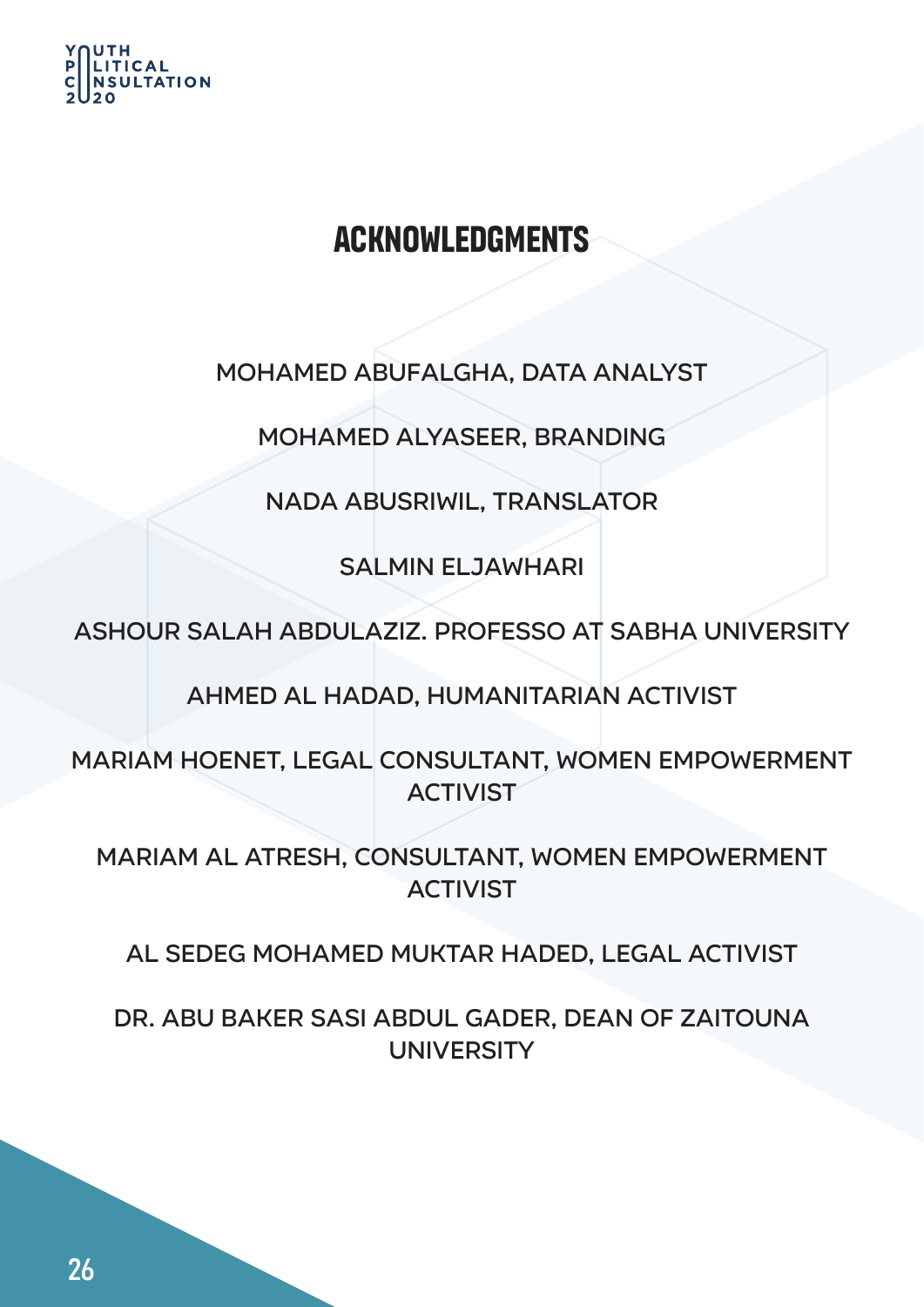# ACKNOWLEDGMENTS

MOHAMED ABUFALGHA, DATA ANALYST

MOHAMED ALYASEER, BRANDING

NADA ABUSRIWIL, TRANSLATOR

SALMIN ELJAWHARI

ASHOUR SALAH ABDULAZIZ. PROFESSO AT SABHA UNIVERSITY

AHMED AL HADAD, HUMANITARIAN ACTIVIST

MARIAM HOENET, LEGAL CONSULTANT, WOMEN EMPOWERMENT ACTIVIST

MARIAM AL ATRESH, CONSULTANT, WOMEN EMPOWERMENT ACTIVIST

AL SEDEG MOHAMED MUKTAR HADED, LEGAL ACTIVIST

DR. ABU BAKER SASI ABDUL GADER, DEAN OF ZAITOUNA UNIVERSITY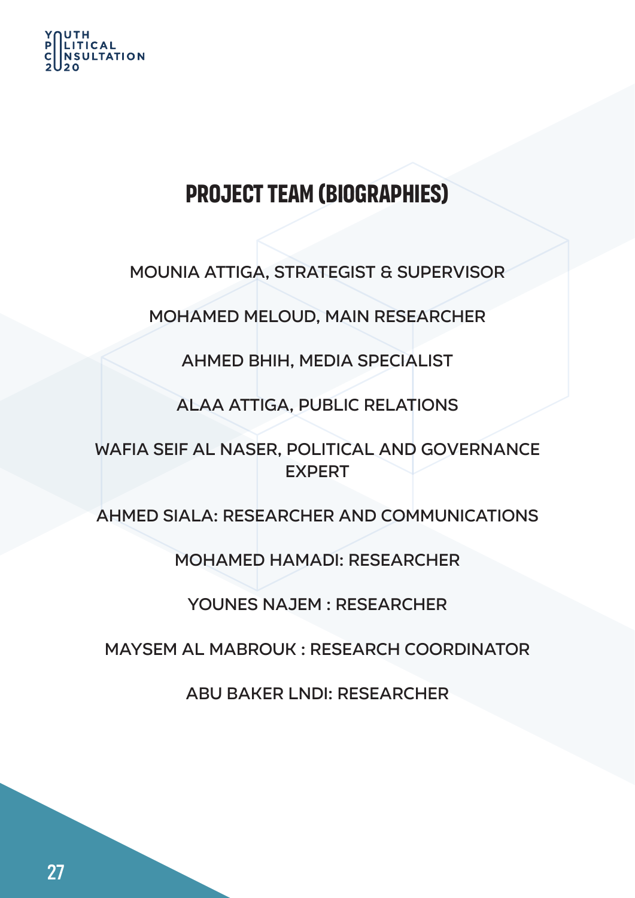# PROJECT TEAM (BIOGRAPHIES)

MOUNIA ATTIGA, STRATEGIST & SUPERVISOR

MOHAMED MELOUD, MAIN RESEARCHER

AHMED BHIH, MEDIA SPECIALIST

ALAA ATTIGA, PUBLIC RELATIONS

WAFIA SEIF AL NASER, POLITICAL AND GOVERNANCE EXPERT

AHMED SIALA: RESEARCHER AND COMMUNICATIONS

MOHAMED HAMADI: RESEARCHER

YOUNES NAJEM : RESEARCHER

MAYSEM AL MABROUK : RESEARCH COORDINATOR

ABU BAKER LNDI: RESEARCHER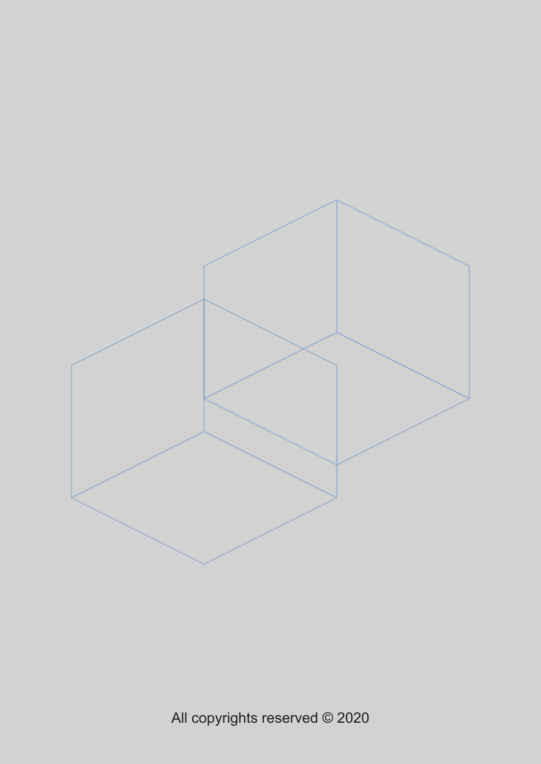All copyrights reserved © 2020